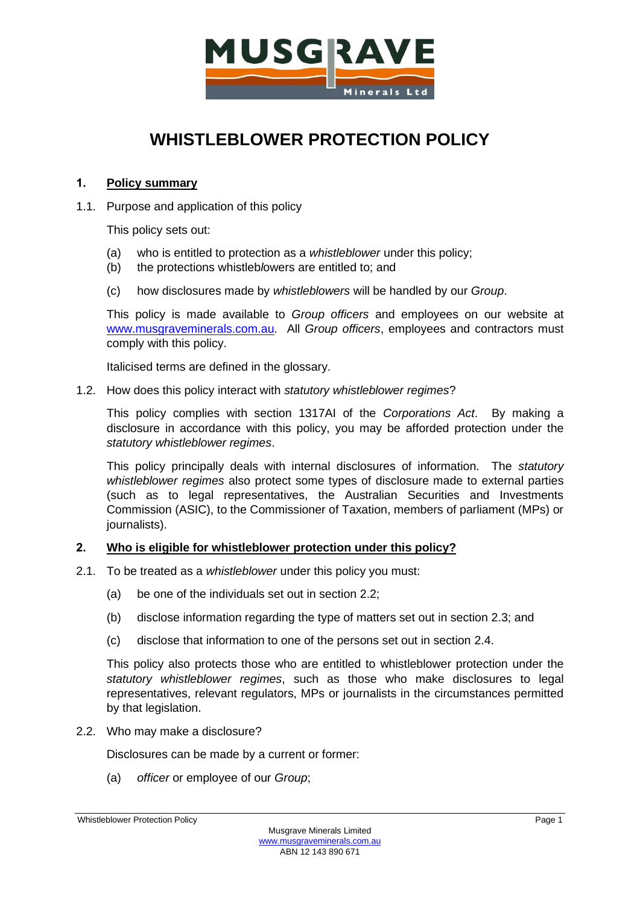# WHISTLEBLOWER PROTECTION POLICY

## 1. Policy summary

1.1. Purpose and application of this policy

This policy sets out:

(a) who is entitled to protection as a *whistleblower* under this policy;

(b) the protections whistleblowers are entitled to; and

(c) how disclosures made by *whistleblowers* will be handled by our *Group*.

This policy is made available to *Group officers* and employees on our website at www.musgraveminerals.com.au. All *Group officers*, employees and contractors must comply with this policy.

Italicised terms are defined in the glossary.

1.2. How does this policy interact with *statutory whistleblower regimes*?

This policy complies with section 1317AI of the *Corporations Act*. By making a disclosure in accordance with this policy, you may be afforded protection under the *statutory whistleblower regimes*.

This policy principally deals with internal disclosures of information. The *statutory whistleblower regimes* also protect some types of disclosure made to external parties (such as to legal representatives, the Australian Securities and Investments Commission (ASIC), to the Commissioner of Taxation, members of parliament (MPs) or journalists).

## 2. Who is eligible for whistleblower protection under this policy?

2.1. To be treated as a *whistleblower* under this policy you must:

(a) be one of the individuals set out in section 2.2;

(b) disclose information regarding the type of matters set out in section 2.3; and

(c) disclose that information to one of the persons set out in section 2.4.

This policy also protects those who are entitled to whistleblower protection under the *statutory whistleblower regimes*, such as those who make disclosures to legal representatives, relevant regulators, MPs or journalists in the circumstances permitted by that legislation.

2.2. Who may make a disclosure?

Disclosures can be made by a current or former:

(a) *officer* or employee of our *Group*;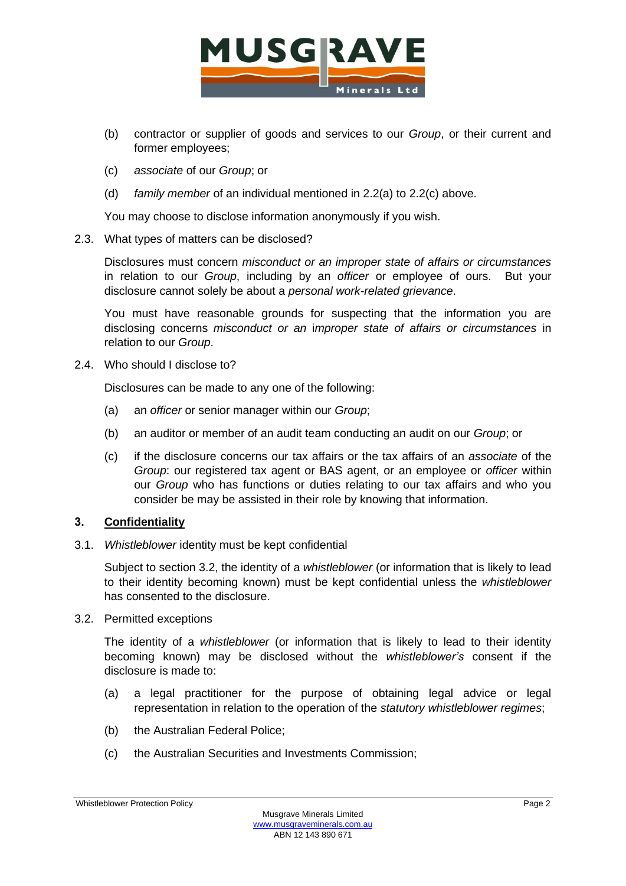(b) contractor or supplier of goods and services to our *Group*, or their current and former employees;

(c) *associate* of our *Group*; or

(d) *family member* of an individual mentioned in 2.2(a) to 2.2(c) above.

You may choose to disclose information anonymously if you wish.

2.3. What types of matters can be disclosed?

Disclosures must concern *misconduct or an improper state of affairs or circumstances* in relation to our *Group*, including by an *officer* or employee of ours. But your disclosure cannot solely be about a *personal work-related grievance*.

You must have reasonable grounds for suspecting that the information you are disclosing concerns *misconduct or an improper state of affairs or circumstances* in relation to our *Group*.

2.4. Who should I disclose to?

Disclosures can be made to any one of the following:

(a) an *officer* or senior manager within our *Group*;

(b) an auditor or member of an audit team conducting an audit on our *Group*; or

(c) if the disclosure concerns our tax affairs or the tax affairs of an *associate* of the *Group*: our registered tax agent or BAS agent, or an employee or *officer* within our *Group* who has functions or duties relating to our tax affairs and who you consider be may be assisted in their role by knowing that information.

## 3. Confidentiality

3.1. *Whistleblower* identity must be kept confidential

Subject to section 3.2, the identity of a *whistleblower* (or information that is likely to lead to their identity becoming known) must be kept confidential unless the *whistleblower* has consented to the disclosure.

3.2. Permitted exceptions

The identity of a *whistleblower* (or information that is likely to lead to their identity becoming known) may be disclosed without the *whistleblower's* consent if the disclosure is made to:

(a) a legal practitioner for the purpose of obtaining legal advice or legal representation in relation to the operation of the *statutory whistleblower regimes*;

(b) the Australian Federal Police;

(c) the Australian Securities and Investments Commission;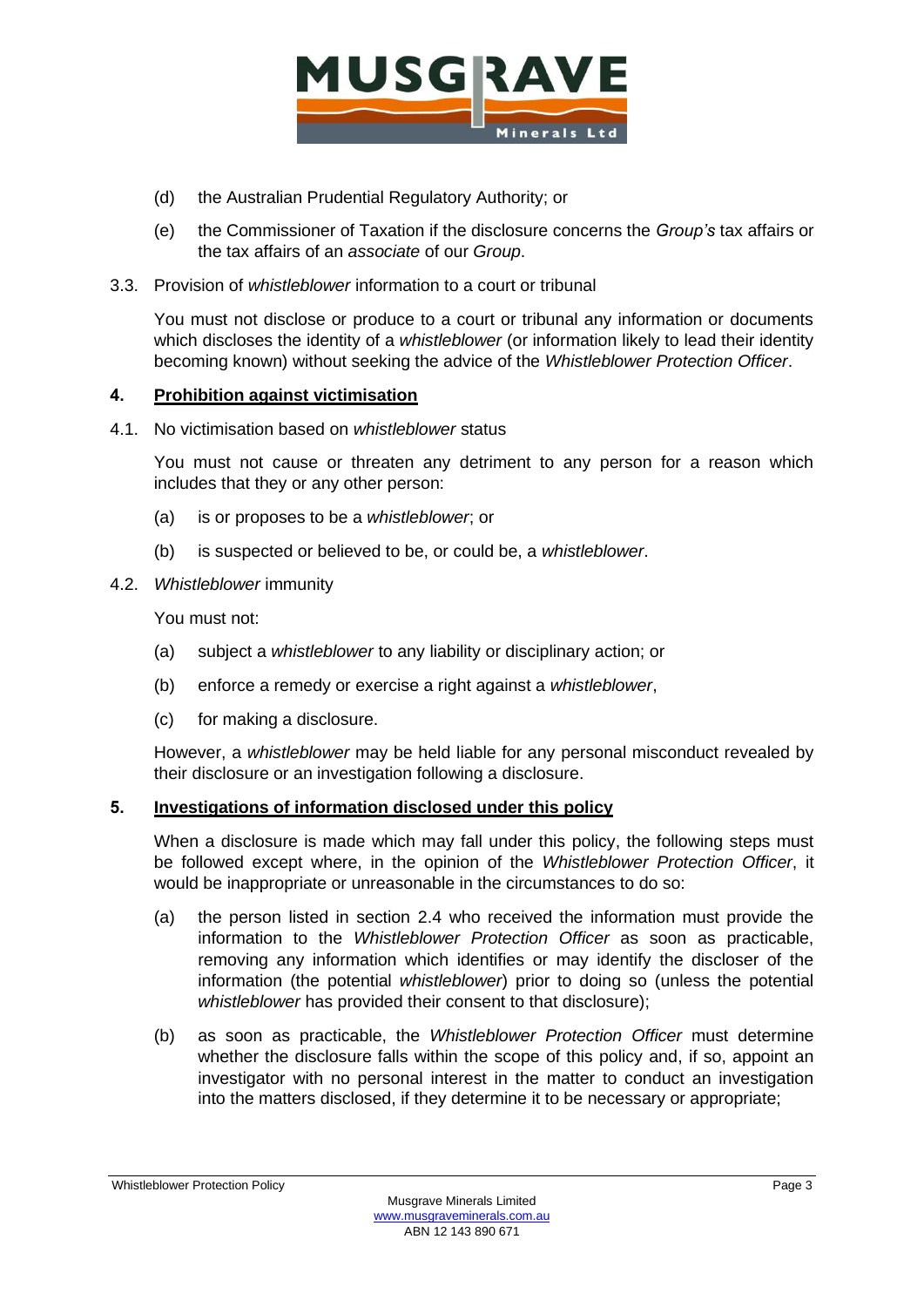(d) the Australian Prudential Regulatory Authority; or

(e) the Commissioner of Taxation if the disclosure concerns the *Group's* tax affairs or the tax affairs of an *associate* of our *Group*.

3.3. Provision of *whistleblower* information to a court or tribunal

You must not disclose or produce to a court or tribunal any information or documents which discloses the identity of a *whistleblower* (or information likely to lead their identity becoming known) without seeking the advice of the *Whistleblower Protection Officer*.

## 4. Prohibition against victimisation

4.1. No victimisation based on *whistleblower* status

You must not cause or threaten any detriment to any person for a reason which includes that they or any other person:

(a) is or proposes to be a *whistleblower*; or

(b) is suspected or believed to be, or could be, a *whistleblower*.

4.2. *Whistleblower* immunity

You must not:

(a) subject a *whistleblower* to any liability or disciplinary action; or

(b) enforce a remedy or exercise a right against a *whistleblower*,

(c) for making a disclosure.

However, a *whistleblower* may be held liable for any personal misconduct revealed by their disclosure or an investigation following a disclosure.

## 5. Investigations of information disclosed under this policy

When a disclosure is made which may fall under this policy, the following steps must be followed except where, in the opinion of the *Whistleblower Protection Officer*, it would be inappropriate or unreasonable in the circumstances to do so:

(a) the person listed in section 2.4 who received the information must provide the information to the *Whistleblower Protection Officer* as soon as practicable, removing any information which identifies or may identify the discloser of the information (the potential *whistleblower*) prior to doing so (unless the potential *whistleblower* has provided their consent to that disclosure);

(b) as soon as practicable, the *Whistleblower Protection Officer* must determine whether the disclosure falls within the scope of this policy and, if so, appoint an investigator with no personal interest in the matter to conduct an investigation into the matters disclosed, if they determine it to be necessary or appropriate;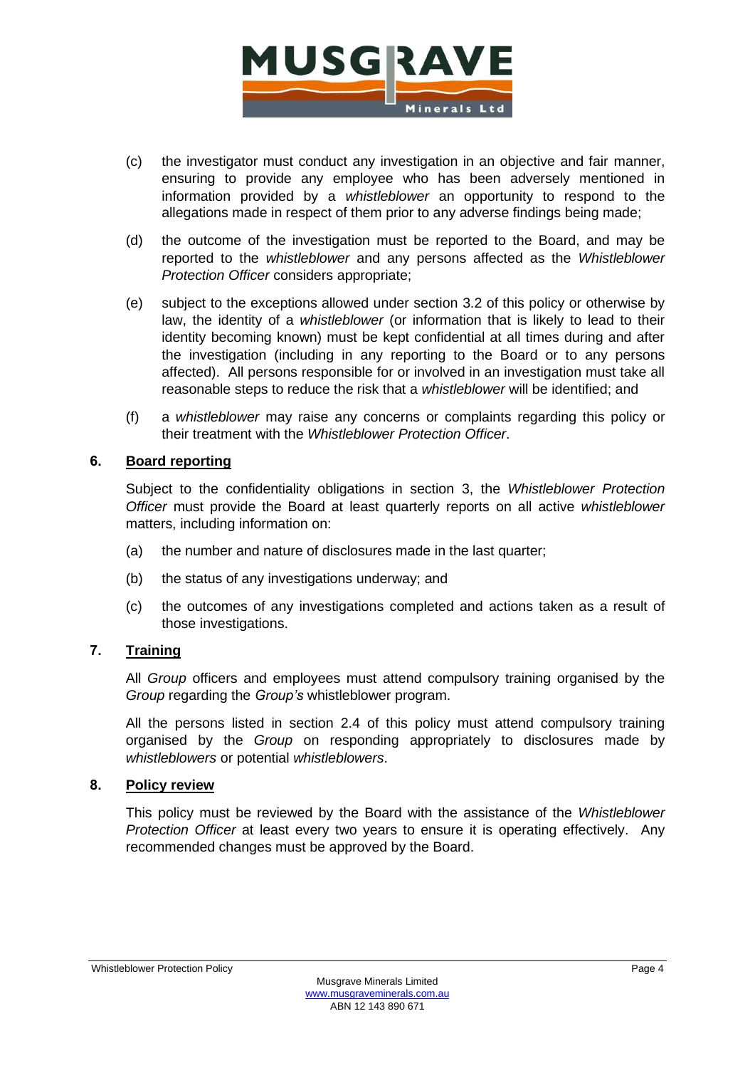(c) the investigator must conduct any investigation in an objective and fair manner, ensuring to provide any employee who has been adversely mentioned in information provided by a *whistleblower* an opportunity to respond to the allegations made in respect of them prior to any adverse findings being made;

(d) the outcome of the investigation must be reported to the Board, and may be reported to the *whistleblower* and any persons affected as the *Whistleblower Protection Officer* considers appropriate;

(e) subject to the exceptions allowed under section 3.2 of this policy or otherwise by law, the identity of a *whistleblower* (or information that is likely to lead to their identity becoming known) must be kept confidential at all times during and after the investigation (including in any reporting to the Board or to any persons affected). All persons responsible for or involved in an investigation must take all reasonable steps to reduce the risk that a *whistleblower* will be identified; and

(f) a *whistleblower* may raise any concerns or complaints regarding this policy or their treatment with the *Whistleblower Protection Officer*.

## 6. Board reporting

Subject to the confidentiality obligations in section 3, the *Whistleblower Protection Officer* must provide the Board at least quarterly reports on all active *whistleblower* matters, including information on:

(a) the number and nature of disclosures made in the last quarter;

(b) the status of any investigations underway; and

(c) the outcomes of any investigations completed and actions taken as a result of those investigations.

## 7. Training

All *Group* officers and employees must attend compulsory training organised by the *Group* regarding the *Group's* whistleblower program.

All the persons listed in section 2.4 of this policy must attend compulsory training organised by the *Group* on responding appropriately to disclosures made by *whistleblowers* or potential *whistleblowers*.

## 8. Policy review

This policy must be reviewed by the Board with the assistance of the *Whistleblower Protection Officer* at least every two years to ensure it is operating effectively. Any recommended changes must be approved by the Board.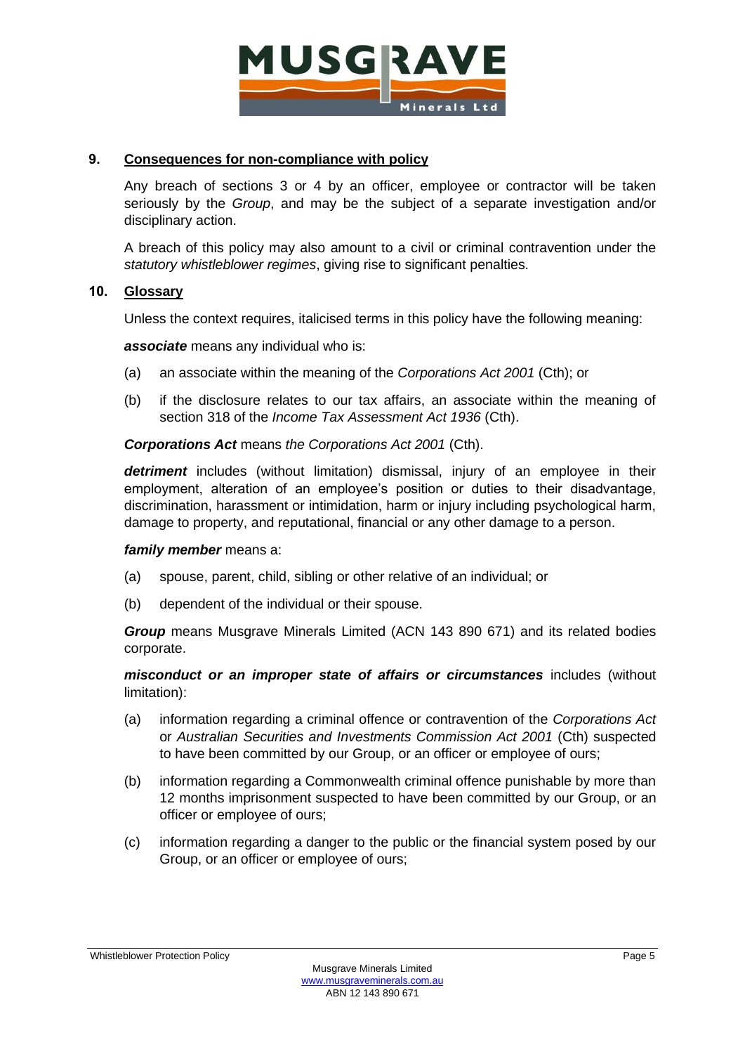## 9. Consequences for non-compliance with policy

Any breach of sections 3 or 4 by an officer, employee or contractor will be taken seriously by the *Group*, and may be the subject of a separate investigation and/or disciplinary action.

A breach of this policy may also amount to a civil or criminal contravention under the *statutory whistleblower regimes*, giving rise to significant penalties.

## 10. Glossary

Unless the context requires, italicised terms in this policy have the following meaning:

***associate*** means any individual who is:

(a) an associate within the meaning of the *Corporations Act 2001* (Cth); or

(b) if the disclosure relates to our tax affairs, an associate within the meaning of section 318 of the *Income Tax Assessment Act 1936* (Cth).

***Corporations Act*** means *the Corporations Act 2001* (Cth).

***detriment*** includes (without limitation) dismissal, injury of an employee in their employment, alteration of an employee's position or duties to their disadvantage, discrimination, harassment or intimidation, harm or injury including psychological harm, damage to property, and reputational, financial or any other damage to a person.

***family member*** means a:

(a) spouse, parent, child, sibling or other relative of an individual; or

(b) dependent of the individual or their spouse.

***Group*** means Musgrave Minerals Limited (ACN 143 890 671) and its related bodies corporate.

***misconduct or an improper state of affairs or circumstances*** includes (without limitation):

(a) information regarding a criminal offence or contravention of the *Corporations Act* or *Australian Securities and Investments Commission Act 2001* (Cth) suspected to have been committed by our Group, or an officer or employee of ours;

(b) information regarding a Commonwealth criminal offence punishable by more than 12 months imprisonment suspected to have been committed by our Group, or an officer or employee of ours;

(c) information regarding a danger to the public or the financial system posed by our Group, or an officer or employee of ours;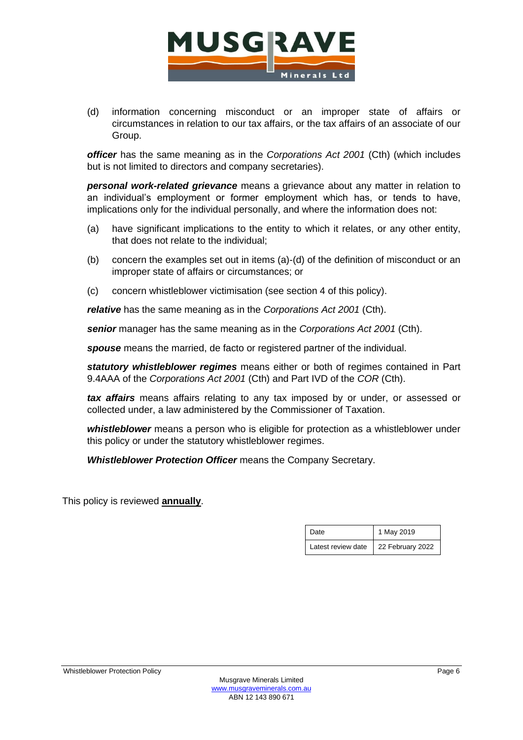(d) information concerning misconduct or an improper state of affairs or circumstances in relation to our tax affairs, or the tax affairs of an associate of our Group.

***officer*** has the same meaning as in the *Corporations Act 2001* (Cth) (which includes but is not limited to directors and company secretaries).

***personal work-related grievance*** means a grievance about any matter in relation to an individual's employment or former employment which has, or tends to have, implications only for the individual personally, and where the information does not:

(a) have significant implications to the entity to which it relates, or any other entity, that does not relate to the individual;

(b) concern the examples set out in items (a)-(d) of the definition of misconduct or an improper state of affairs or circumstances; or

(c) concern whistleblower victimisation (see section 4 of this policy).

***relative*** has the same meaning as in the *Corporations Act 2001* (Cth).

***senior*** manager has the same meaning as in the *Corporations Act 2001* (Cth).

***spouse*** means the married, de facto or registered partner of the individual.

***statutory whistleblower regimes*** means either or both of regimes contained in Part 9.4AAA of the *Corporations Act 2001* (Cth) and Part IVD of the *COR* (Cth).

***tax affairs*** means affairs relating to any tax imposed by or under, or assessed or collected under, a law administered by the Commissioner of Taxation.

***whistleblower*** means a person who is eligible for protection as a whistleblower under this policy or under the statutory whistleblower regimes.

***Whistleblower Protection Officer*** means the Company Secretary.

This policy is reviewed **annually**.

| | |
|---|---|
| Date | 1 May 2019 |
| Latest review date | 22 February 2022 |